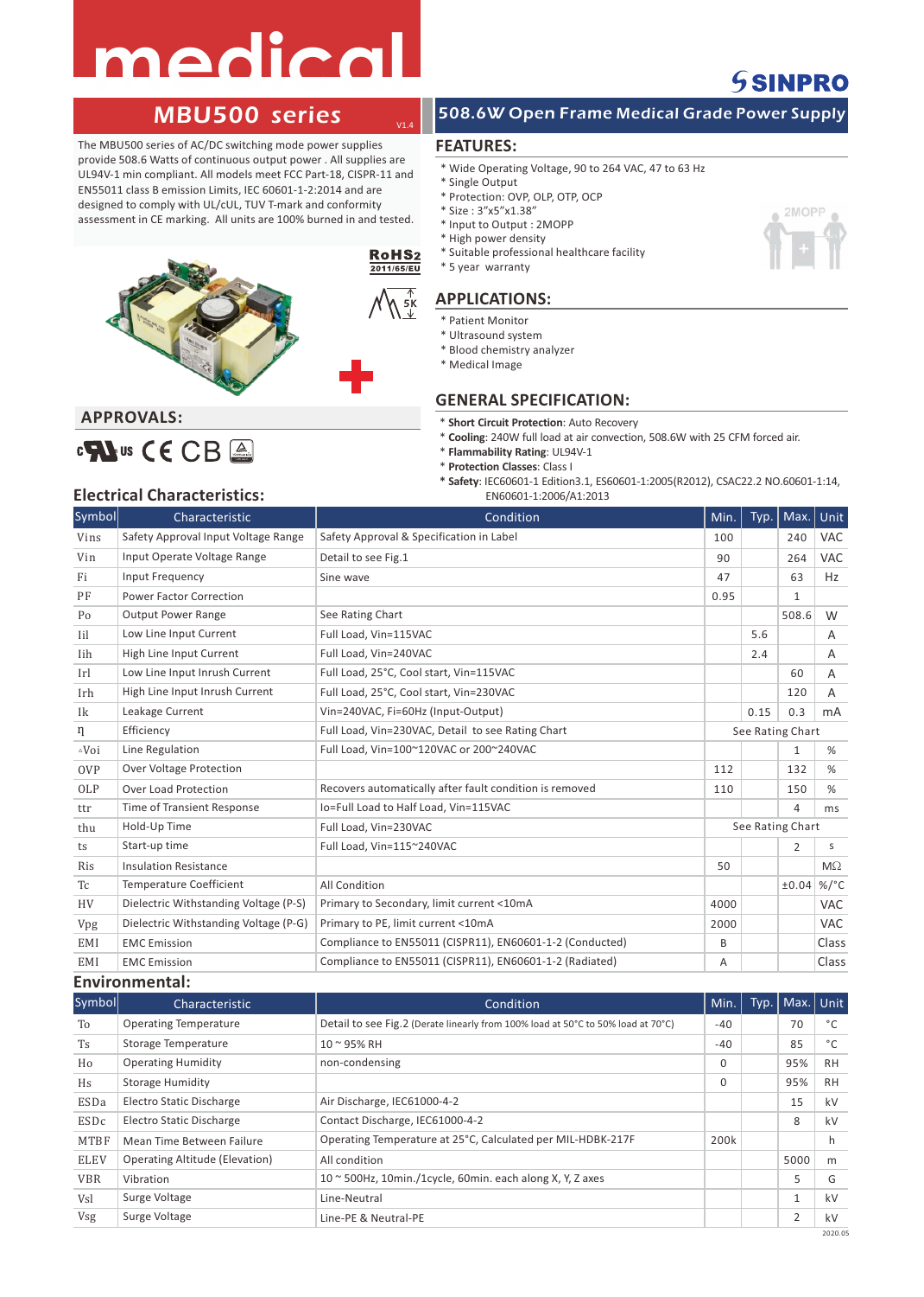# medical

# MBU500 series

V1.4

## 508.6W Open Frame Medical Grade Power Supply

SINPRO

The MBU500 series of AC/DC switching mode power supplies provide 508.6 Watts of continuous output power . All supplies are UL94V-1 min compliant. All models meet FCC Part-18, CISPR-11 and EN55011 class B emission Limits, IEC 60601-1-2:2014 and are designed to comply with UL/cUL, TUV T-mark and conformity assessment in CE marking. All units are 100% burned in and tested.

RoHS2 2011/65/EU

5K

## FEATURES:

* Wide Operating Voltage, 90 to 264 VAC, 47 to 63 Hz
* Single Output
* Protection: OVP, OLP, OTP, OCP
* Size : 3"x5"x1.38"
* Input to Output : 2MOPP
* High power density
* Suitable professional healthcare facility
* 5 year warranty

2MOPP

## APPLICATIONS:

* Patient Monitor
* Ultrasound system
* Blood chemistry analyzer
* Medical Image

## APPROVALS:

cULus CE CB

## GENERAL SPECIFICATION:

* **Short Circuit Protection**: Auto Recovery
* **Cooling**: 240W full load at air convection, 508.6W with 25 CFM forced air.
* **Flammability Rating**: UL94V-1
* **Protection Classes**: Class I
* **Safety**: IEC60601-1 Edition3.1, ES60601-1:2005(R2012), CSAC22.2 NO.60601-1:14, EN60601-1:2006/A1:2013

## Electrical Characteristics:

| Symbol | Characteristic | Condition | Min. | Typ. | Max. | Unit |
|---|---|---|---|---|---|---|
| Vins | Safety Approval Input Voltage Range | Safety Approval & Specification in Label | 100 | | 240 | VAC |
| Vin | Input Operate Voltage Range | Detail to see Fig.1 | 90 | | 264 | VAC |
| Fi | Input Frequency | Sine wave | 47 | | 63 | Hz |
| PF | Power Factor Correction | | 0.95 | | 1 | |
| Po | Output Power Range | See Rating Chart | | | 508.6 | W |
| Iil | Low Line Input Current | Full Load, Vin=115VAC | | 5.6 | | A |
| Iih | High Line Input Current | Full Load, Vin=240VAC | | 2.4 | | A |
| Irl | Low Line Input Inrush Current | Full Load, 25°C, Cool start, Vin=115VAC | | | 60 | A |
| Irh | High Line Input Inrush Current | Full Load, 25°C, Cool start, Vin=230VAC | | | 120 | A |
| Ik | Leakage Current | Vin=240VAC, Fi=60Hz (Input-Output) | | 0.15 | 0.3 | mA |
| η | Efficiency | Full Load, Vin=230VAC, Detail to see Rating Chart | See Rating Chart | | | |
| △Voi | Line Regulation | Full Load, Vin=100~120VAC or 200~240VAC | | | 1 | % |
| OVP | Over Voltage Protection | | 112 | | 132 | % |
| OLP | Over Load Protection | Recovers automatically after fault condition is removed | 110 | | 150 | % |
| ttr | Time of Transient Response | Io=Full Load to Half Load, Vin=115VAC | | | 4 | ms |
| thu | Hold-Up Time | Full Load, Vin=230VAC | See Rating Chart | | | |
| ts | Start-up time | Full Load, Vin=115~240VAC | | | 2 | s |
| Ris | Insulation Resistance | | 50 | | | MΩ |
| Tc | Temperature Coefficient | All Condition | | | ±0.04 | %/°C |
| HV | Dielectric Withstanding Voltage (P-S) | Primary to Secondary, limit current <10mA | 4000 | | | VAC |
| Vpg | Dielectric Withstanding Voltage (P-G) | Primary to PE, limit current <10mA | 2000 | | | VAC |
| EMI | EMC Emission | Compliance to EN55011 (CISPR11), EN60601-1-2 (Conducted) | B | | | Class |
| EMI | EMC Emission | Compliance to EN55011 (CISPR11), EN60601-1-2 (Radiated) | A | | | Class |

## Environmental:

| Symbol | Characteristic | Condition | Min. | Typ. | Max. | Unit |
|---|---|---|---|---|---|---|
| To | Operating Temperature | Detail to see Fig.2 (Derate linearly from 100% load at 50°C to 50% load at 70°C) | -40 | | 70 | °C |
| Ts | Storage Temperature | 10 ~ 95% RH | -40 | | 85 | °C |
| Ho | Operating Humidity | non-condensing | 0 | | 95% | RH |
| Hs | Storage Humidity | | 0 | | 95% | RH |
| ESDa | Electro Static Discharge | Air Discharge, IEC61000-4-2 | | | 15 | kV |
| ESDc | Electro Static Discharge | Contact Discharge, IEC61000-4-2 | | | 8 | kV |
| MTBF | Mean Time Between Failure | Operating Temperature at 25°C, Calculated per MIL-HDBK-217F | 200k | | | h |
| ELEV | Operating Altitude (Elevation) | All condition | | | 5000 | m |
| VBR | Vibration | 10 ~ 500Hz, 10min./1cycle, 60min. each along X, Y, Z axes | | | 5 | G |
| Vsl | Surge Voltage | Line-Neutral | | | 1 | kV |
| Vsg | Surge Voltage | Line-PE & Neutral-PE | | | 2 | kV |

2020.05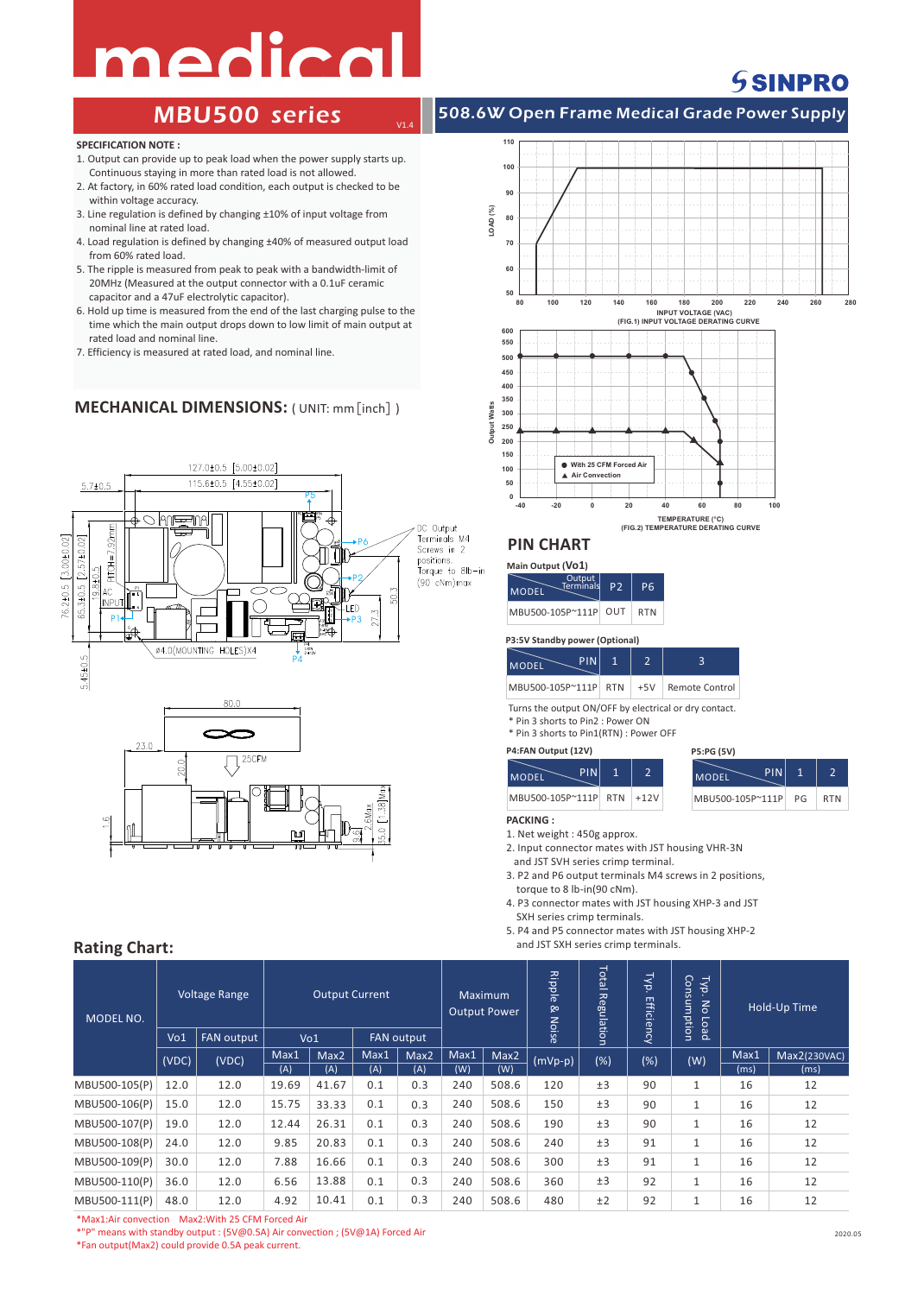# medical

## MBU500 series

V1.4

## 508.6W Open Frame Medical Grade Power Supply

SINPRO

**SPECIFICATION NOTE :**

1. Output can provide up to peak load when the power supply starts up. Continuous staying in more than rated load is not allowed.
2. At factory, in 60% rated load condition, each output is checked to be within voltage accuracy.
3. Line regulation is defined by changing ±10% of input voltage from nominal line at rated load.
4. Load regulation is defined by changing ±40% of measured output load from 60% rated load.
5. The ripple is measured from peak to peak with a bandwidth-limit of 20MHz (Measured at the output connector with a 0.1uF ceramic capacitor and a 47uF electrolytic capacitor).
6. Hold up time is measured from the end of the last charging pulse to the time which the main output drops down to low limit of main output at rated load and nominal line.
7. Efficiency is measured at rated load, and nominal line.

LOAD (%)
110
100
90
80
70
60
50
80 100 120 140 160 180 200 220 240 260 280
INPUT VOLTAGE (VAC)
(FIG.1) INPUT VOLTAGE DERATING CURVE

Output Watts
600
550
500
450
400
350
300
250
200
150
100
50
0
-40 -20 0 20 40 60 80 100
● With 25 CFM Forced Air
▲ Air Convection
TEMPERATURE (°C)
(FIG.2) TEMPERATURE DERATING CURVE

## MECHANICAL DIMENSIONS: ( UNIT: mm [inch] )

127.0±0.5 [5.00±0.02]
115.6±0.5 [4.55±0.02]
5.7±0.5
76.2±0.5 [3.00±0.02]
65.3±0.5 [2.57±0.02]
19.8±0.5
PITCH=7.92mm
AC INPUT
P1
P5
P6
P2
P3
P4
LED
50.3
27.3
5.45±0.5
ø4.0(MOUNTING HOLES)X4
DC Output Terminals M4 Screws in 2 positions. Torque to 8lb-in (90 cNm)max
80.0
23.0
20.0
25CFM
1.6
9.6
2.6Max
35.0 [1.38]Max

## PIN CHART

**Main Output (Vo1)**

| MODEL / Output Terminals | P2 | P6 |
|---|---|---|
| MBU500-105P~111P | OUT | RTN |

**P3:5V Standby power (Optional)**

| MODEL / PIN | 1 | 2 | 3 |
|---|---|---|---|
| MBU500-105P~111P | RTN | +5V | Remote Control |

Turns the output ON/OFF by electrical or dry contact.
* Pin 3 shorts to Pin2 : Power ON
* Pin 3 shorts to Pin1(RTN) : Power OFF

**P4:FAN Output (12V)**

| MODEL / PIN | 1 | 2 |
|---|---|---|
| MBU500-105P~111P | RTN | +12V |

**P5:PG (5V)**

| MODEL / PIN | 1 | 2 |
|---|---|---|
| MBU500-105P~111P | PG | RTN |

**PACKING :**

1. Net weight : 450g approx.
2. Input connector mates with JST housing VHR-3N and JST SVH series crimp terminal.
3. P2 and P6 output terminals M4 screws in 2 positions, torque to 8 lb-in(90 cNm).
4. P3 connector mates with JST housing XHP-3 and JST SXH series crimp terminals.
5. P4 and P5 connector mates with JST housing XHP-2 and JST SXH series crimp terminals.

## Rating Chart:

| MODEL NO. | Voltage Range | | Output Current | | | | Maximum Output Power | | Ripple & Noise | Total Regulation | Typ. Efficiency | Typ. No Load Consumption | Hold-Up Time | |
|---|---|---|---|---|---|---|---|---|---|---|---|---|---|---|
| | Vo1 | FAN output | Vo1 | | FAN output | | | | | | | | | |
| | (VDC) | (VDC) | Max1 (A) | Max2 (A) | Max1 (A) | Max2 (A) | Max1 (W) | Max2 (W) | (mVp-p) | (%) | (%) | (W) | Max1 (ms) | Max2(230VAC) (ms) |
| MBU500-105(P) | 12.0 | 12.0 | 19.69 | 41.67 | 0.1 | 0.3 | 240 | 508.6 | 120 | ±3 | 90 | 1 | 16 | 12 |
| MBU500-106(P) | 15.0 | 12.0 | 15.75 | 33.33 | 0.1 | 0.3 | 240 | 508.6 | 150 | ±3 | 90 | 1 | 16 | 12 |
| MBU500-107(P) | 19.0 | 12.0 | 12.44 | 26.31 | 0.1 | 0.3 | 240 | 508.6 | 190 | ±3 | 90 | 1 | 16 | 12 |
| MBU500-108(P) | 24.0 | 12.0 | 9.85 | 20.83 | 0.1 | 0.3 | 240 | 508.6 | 240 | ±3 | 91 | 1 | 16 | 12 |
| MBU500-109(P) | 30.0 | 12.0 | 7.88 | 16.66 | 0.1 | 0.3 | 240 | 508.6 | 300 | ±3 | 91 | 1 | 16 | 12 |
| MBU500-110(P) | 36.0 | 12.0 | 6.56 | 13.88 | 0.1 | 0.3 | 240 | 508.6 | 360 | ±3 | 92 | 1 | 16 | 12 |
| MBU500-111(P) | 48.0 | 12.0 | 4.92 | 10.41 | 0.1 | 0.3 | 240 | 508.6 | 480 | ±2 | 92 | 1 | 16 | 12 |

*Max1:Air convection Max2:With 25 CFM Forced Air
*"P" means with standby output : (5V@0.5A) Air convection ; (5V@1A) Forced Air
*Fan output(Max2) could provide 0.5A peak current.

2020.05